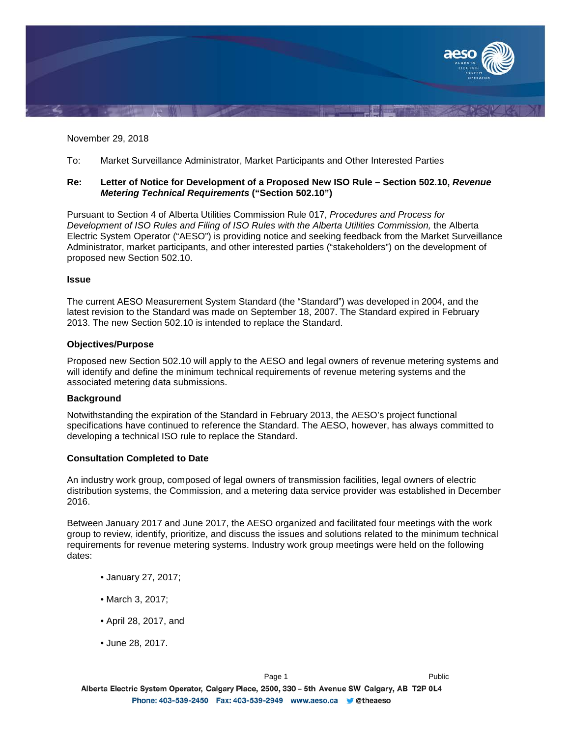November 29, 2018

To: Market Surveillance Administrator, Market Participants and Other Interested Parties

**Re: Letter of Notice for Development of a Proposed New ISO Rule – Section 502.10, *Revenue Metering Technical Requirements* ("Section 502.10")**

Pursuant to Section 4 of Alberta Utilities Commission Rule 017, *Procedures and Process for Development of ISO Rules and Filing of ISO Rules with the Alberta Utilities Commission,* the Alberta Electric System Operator ("AESO") is providing notice and seeking feedback from the Market Surveillance Administrator, market participants, and other interested parties ("stakeholders") on the development of proposed new Section 502.10.

**Issue**

The current AESO Measurement System Standard (the "Standard") was developed in 2004, and the latest revision to the Standard was made on September 18, 2007. The Standard expired in February 2013. The new Section 502.10 is intended to replace the Standard.

**Objectives/Purpose**

Proposed new Section 502.10 will apply to the AESO and legal owners of revenue metering systems and will identify and define the minimum technical requirements of revenue metering systems and the associated metering data submissions.

**Background**

Notwithstanding the expiration of the Standard in February 2013, the AESO's project functional specifications have continued to reference the Standard. The AESO, however, has always committed to developing a technical ISO rule to replace the Standard.

**Consultation Completed to Date**

An industry work group, composed of legal owners of transmission facilities, legal owners of electric distribution systems, the Commission, and a metering data service provider was established in December 2016.

Between January 2017 and June 2017, the AESO organized and facilitated four meetings with the work group to review, identify, prioritize, and discuss the issues and solutions related to the minimum technical requirements for revenue metering systems. Industry work group meetings were held on the following dates:

- January 27, 2017;
- March 3, 2017;
- April 28, 2017, and
- June 28, 2017.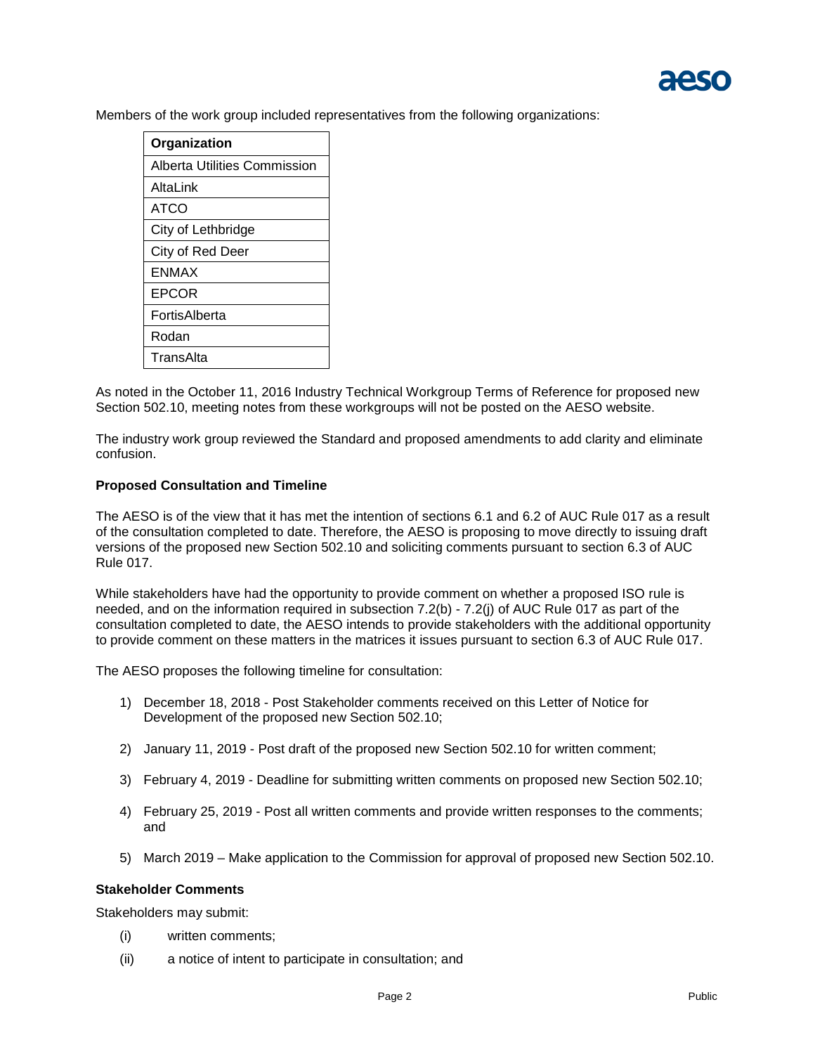Members of the work group included representatives from the following organizations:

| Organization |
| --- |
| Alberta Utilities Commission |
| AltaLink |
| ATCO |
| City of Lethbridge |
| City of Red Deer |
| ENMAX |
| EPCOR |
| FortisAlberta |
| Rodan |
| TransAlta |

As noted in the October 11, 2016 Industry Technical Workgroup Terms of Reference for proposed new Section 502.10, meeting notes from these workgroups will not be posted on the AESO website.

The industry work group reviewed the Standard and proposed amendments to add clarity and eliminate confusion.

**Proposed Consultation and Timeline**

The AESO is of the view that it has met the intention of sections 6.1 and 6.2 of AUC Rule 017 as a result of the consultation completed to date. Therefore, the AESO is proposing to move directly to issuing draft versions of the proposed new Section 502.10 and soliciting comments pursuant to section 6.3 of AUC Rule 017.

While stakeholders have had the opportunity to provide comment on whether a proposed ISO rule is needed, and on the information required in subsection 7.2(b) - 7.2(j) of AUC Rule 017 as part of the consultation completed to date, the AESO intends to provide stakeholders with the additional opportunity to provide comment on these matters in the matrices it issues pursuant to section 6.3 of AUC Rule 017.

The AESO proposes the following timeline for consultation:

1) December 18, 2018 - Post Stakeholder comments received on this Letter of Notice for Development of the proposed new Section 502.10;

2) January 11, 2019 - Post draft of the proposed new Section 502.10 for written comment;

3) February 4, 2019 - Deadline for submitting written comments on proposed new Section 502.10;

4) February 25, 2019 - Post all written comments and provide written responses to the comments; and

5) March 2019 – Make application to the Commission for approval of proposed new Section 502.10.

**Stakeholder Comments**

Stakeholders may submit:

(i) written comments;

(ii) a notice of intent to participate in consultation; and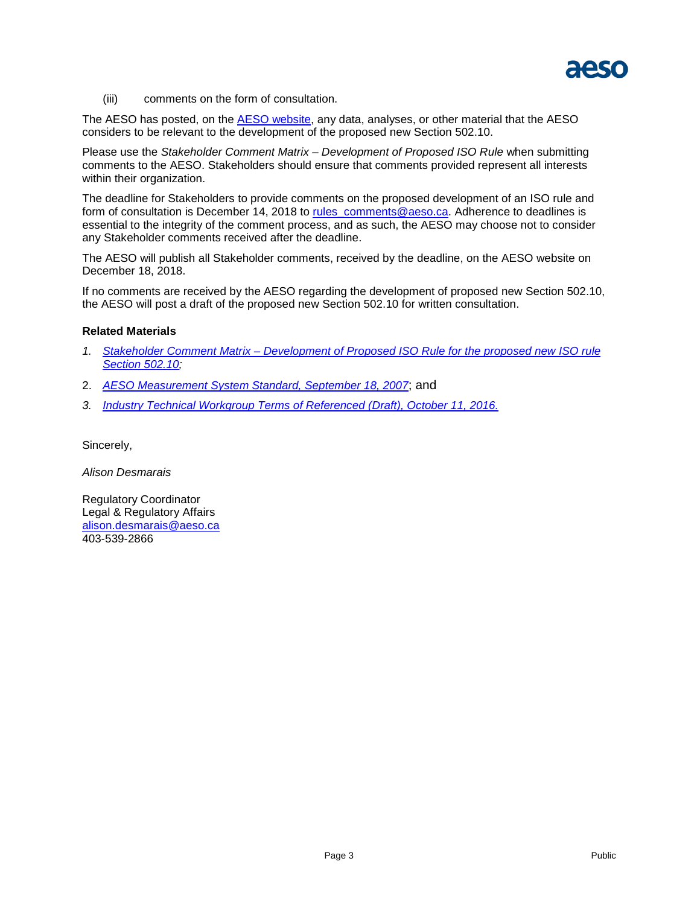(iii) comments on the form of consultation.

The AESO has posted, on the AESO website, any data, analyses, or other material that the AESO considers to be relevant to the development of the proposed new Section 502.10.

Please use the *Stakeholder Comment Matrix – Development of Proposed ISO Rule* when submitting comments to the AESO. Stakeholders should ensure that comments provided represent all interests within their organization.

The deadline for Stakeholders to provide comments on the proposed development of an ISO rule and form of consultation is December 14, 2018 to rules_comments@aeso.ca. Adherence to deadlines is essential to the integrity of the comment process, and as such, the AESO may choose not to consider any Stakeholder comments received after the deadline.

The AESO will publish all Stakeholder comments, received by the deadline, on the AESO website on December 18, 2018.

If no comments are received by the AESO regarding the development of proposed new Section 502.10, the AESO will post a draft of the proposed new Section 502.10 for written consultation.

**Related Materials**

1. *Stakeholder Comment Matrix – Development of Proposed ISO Rule for the proposed new ISO rule Section 502.10;*
2. *AESO Measurement System Standard, September 18, 2007*; and
3. *Industry Technical Workgroup Terms of Referenced (Draft), October 11, 2016.*

Sincerely,

*Alison Desmarais*

Regulatory Coordinator
Legal & Regulatory Affairs
alison.desmarais@aeso.ca
403-539-2866